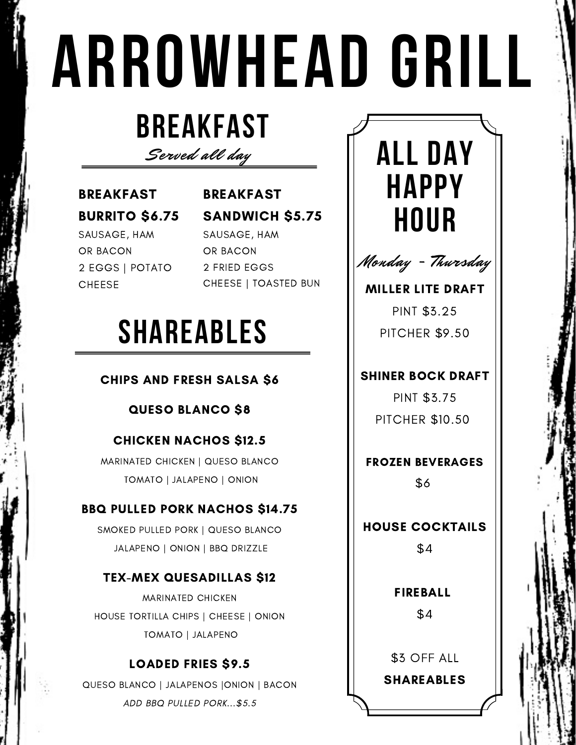# ARROWHEAD GRILL

## BREAKFAST

*Served all day*

**BREAKFAST BURRITO $6.75**

SAUSAGE, HAM OR BACON
2 EGGS | POTATO
CHEESE

**BREAKFAST SANDWICH $5.75**

SAUSAGE, HAM OR BACON
2 FRIED EGGS
CHEESE | TOASTED BUN

## SHAREABLES

**CHIPS AND FRESH SALSA $6**

**QUESO BLANCO $8**

**CHICKEN NACHOS $12.5**

MARINATED CHICKEN | QUESO BLANCO
TOMATO | JALAPENO | ONION

**BBQ PULLED PORK NACHOS $14.75**

SMOKED PULLED PORK | QUESO BLANCO
JALAPENO | ONION | BBQ DRIZZLE

**TEX-MEX QUESADILLAS $12**

MARINATED CHICKEN
HOUSE TORTILLA CHIPS | CHEESE | ONION
TOMATO | JALAPENO

**LOADED FRIES $9.5**

QUESO BLANCO | JALAPENOS |ONION | BACON
*ADD BBQ PULLED PORK...$5.5*

## ALL DAY HAPPY HOUR

*Monday - Thursday*

**MILLER LITE DRAFT**

PINT $3.25
PITCHER $9.50

**SHINER BOCK DRAFT**

PINT $3.75
PITCHER $10.50

**FROZEN BEVERAGES**

$6

**HOUSE COCKTAILS**

$4

**FIREBALL**

$4

$3 OFF ALL
**SHAREABLES**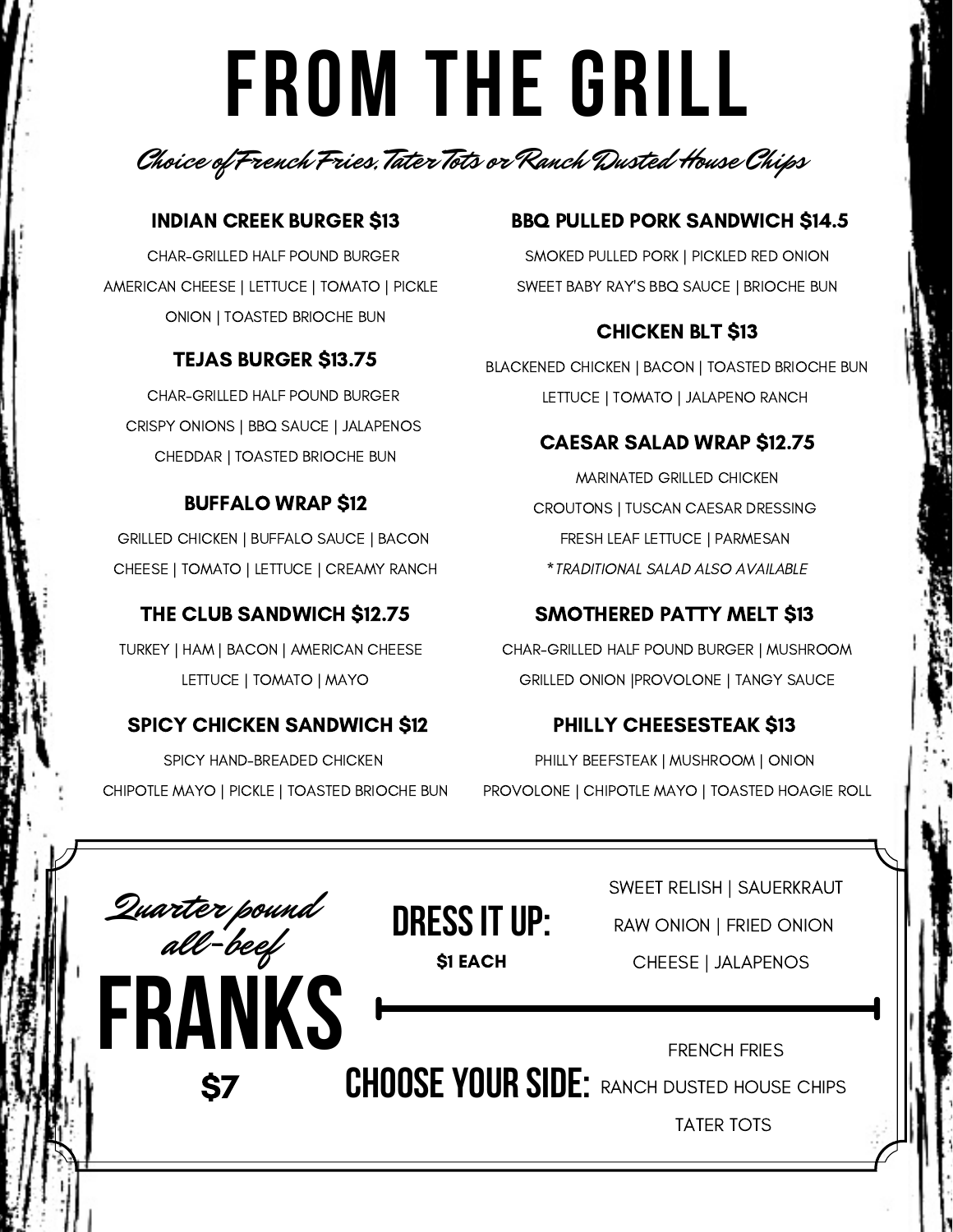# FROM THE GRILL

*Choice of French Fries, Tater Tots or Ranch Dusted House Chips*

### INDIAN CREEK BURGER $13

CHAR-GRILLED HALF POUND BURGER
AMERICAN CHEESE | LETTUCE | TOMATO | PICKLE
ONION | TOASTED BRIOCHE BUN

### TEJAS BURGER $13.75

CHAR-GRILLED HALF POUND BURGER
CRISPY ONIONS | BBQ SAUCE | JALAPENOS
CHEDDAR | TOASTED BRIOCHE BUN

### BUFFALO WRAP $12

GRILLED CHICKEN | BUFFALO SAUCE | BACON
CHEESE | TOMATO | LETTUCE | CREAMY RANCH

### THE CLUB SANDWICH $12.75

TURKEY | HAM | BACON | AMERICAN CHEESE
LETTUCE | TOMATO | MAYO

### SPICY CHICKEN SANDWICH $12

SPICY HAND-BREADED CHICKEN
CHIPOTLE MAYO | PICKLE | TOASTED BRIOCHE BUN

### BBQ PULLED PORK SANDWICH $14.5

SMOKED PULLED PORK | PICKLED RED ONION
SWEET BABY RAY'S BBQ SAUCE | BRIOCHE BUN

### CHICKEN BLT $13

BLACKENED CHICKEN | BACON | TOASTED BRIOCHE BUN
LETTUCE | TOMATO | JALAPENO RANCH

### CAESAR SALAD WRAP $12.75

MARINATED GRILLED CHICKEN
CROUTONS | TUSCAN CAESAR DRESSING
FRESH LEAF LETTUCE | PARMESAN
*\*TRADITIONAL SALAD ALSO AVAILABLE*

### SMOTHERED PATTY MELT $13

CHAR-GRILLED HALF POUND BURGER | MUSHROOM
GRILLED ONION |PROVOLONE | TANGY SAUCE

### PHILLY CHEESESTEAK $13

PHILLY BEEFSTEAK | MUSHROOM | ONION
PROVOLONE | CHIPOTLE MAYO | TOASTED HOAGIE ROLL

---

*Quarter pound all-beef*

## FRANKS

**$7**

### DRESS IT UP:

**$1 EACH**

SWEET RELISH | SAUERKRAUT
RAW ONION | FRIED ONION
CHEESE | JALAPENOS

### CHOOSE YOUR SIDE:

FRENCH FRIES
RANCH DUSTED HOUSE CHIPS
TATER TOTS